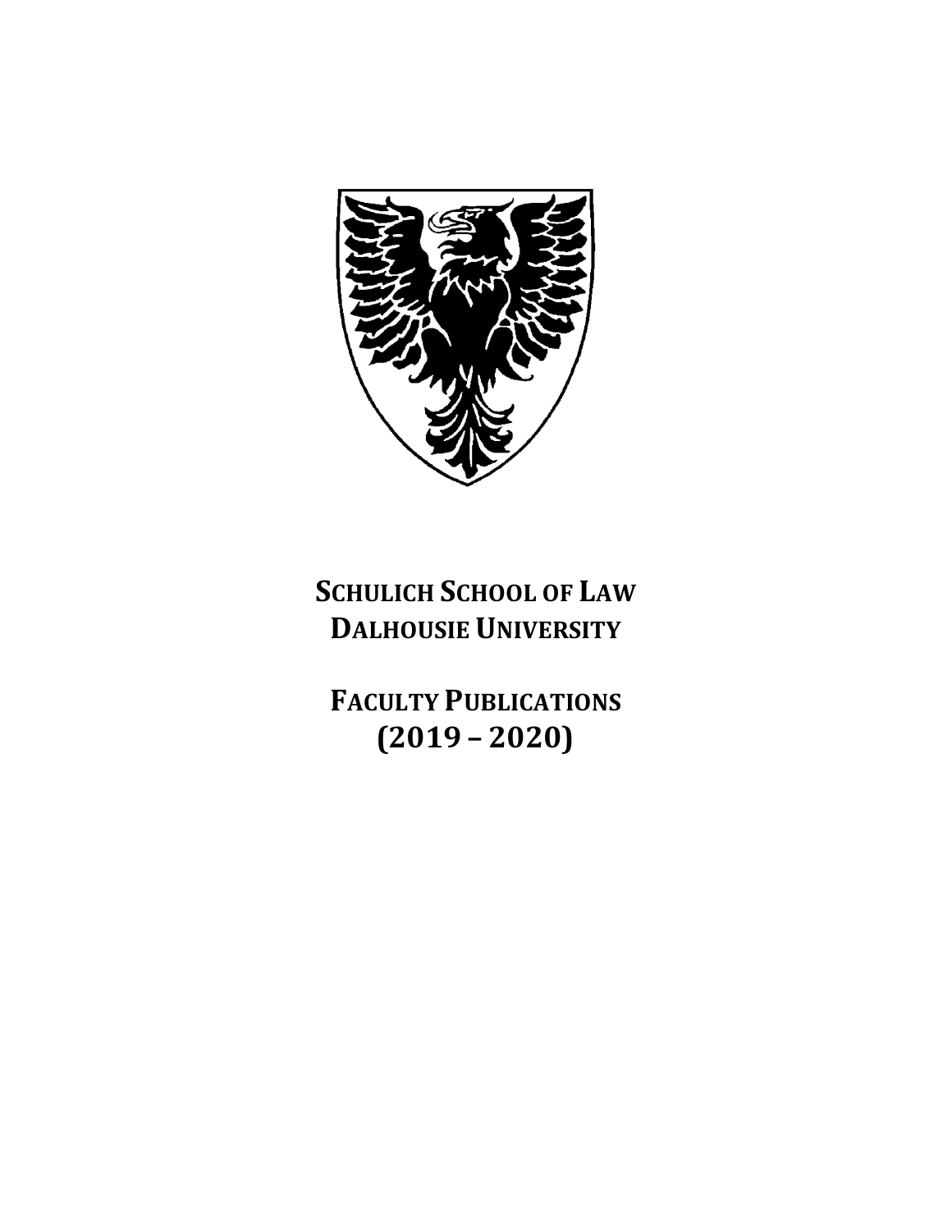# SCHULICH SCHOOL OF LAW
# DALHOUSIE UNIVERSITY

# FACULTY PUBLICATIONS
# (2019 – 2020)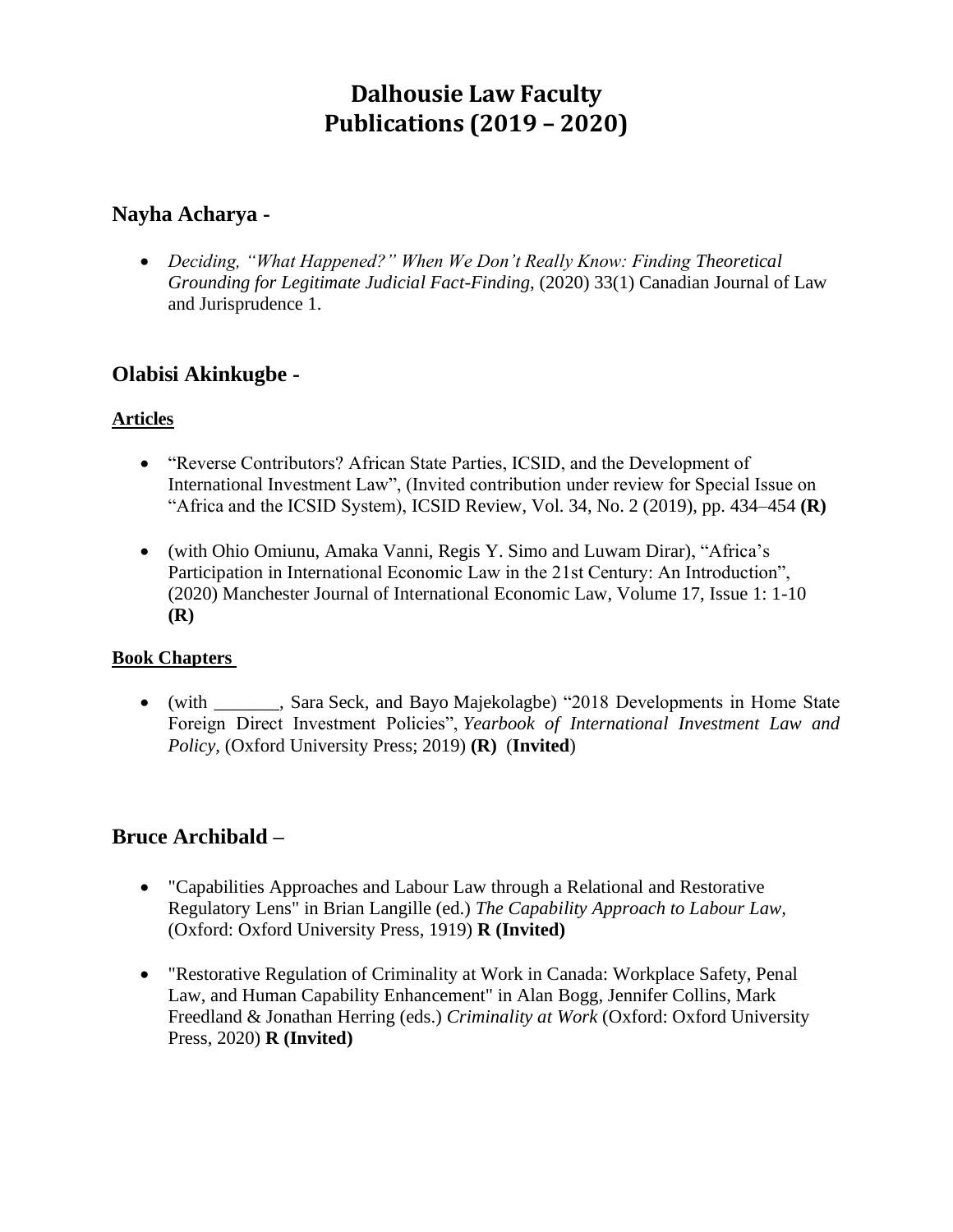# Dalhousie Law Faculty
# Publications (2019 – 2020)

## Nayha Acharya -

- *Deciding, "What Happened?" When We Don't Really Know: Finding Theoretical Grounding for Legitimate Judicial Fact-Finding*, (2020) 33(1) Canadian Journal of Law and Jurisprudence 1.

## Olabisi Akinkugbe -

### Articles

- "Reverse Contributors? African State Parties, ICSID, and the Development of International Investment Law", (Invited contribution under review for Special Issue on "Africa and the ICSID System), ICSID Review, Vol. 34, No. 2 (2019), pp. 434–454 **(R)**

- (with Ohio Omiunu, Amaka Vanni, Regis Y. Simo and Luwam Dirar), "Africa's Participation in International Economic Law in the 21st Century: An Introduction", (2020) Manchester Journal of International Economic Law, Volume 17, Issue 1: 1-10 **(R)**

### Book Chapters

- (with _______, Sara Seck, and Bayo Majekolagbe) "2018 Developments in Home State Foreign Direct Investment Policies", *Yearbook of International Investment Law and Policy*, (Oxford University Press; 2019) **(R)** (**Invited**)

## Bruce Archibald –

- "Capabilities Approaches and Labour Law through a Relational and Restorative Regulatory Lens" in Brian Langille (ed.) *The Capability Approach to Labour Law*, (Oxford: Oxford University Press, 1919) **R (Invited)**

- "Restorative Regulation of Criminality at Work in Canada: Workplace Safety, Penal Law, and Human Capability Enhancement" in Alan Bogg, Jennifer Collins, Mark Freedland & Jonathan Herring (eds.) *Criminality at Work* (Oxford: Oxford University Press, 2020) **R (Invited)**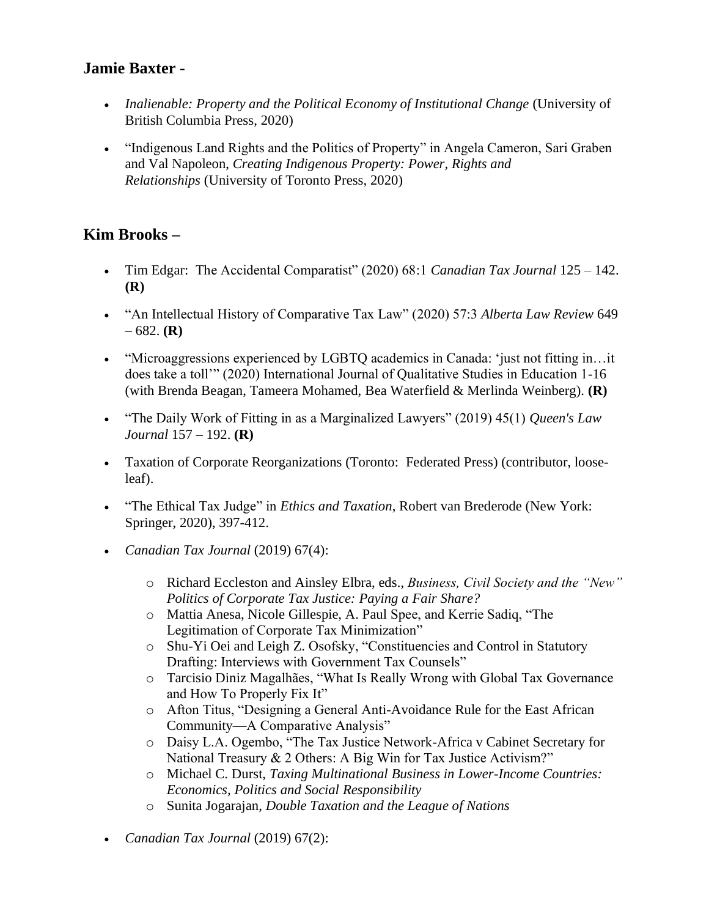## Jamie Baxter -

- *Inalienable: Property and the Political Economy of Institutional Change* (University of British Columbia Press, 2020)
- "Indigenous Land Rights and the Politics of Property" in Angela Cameron, Sari Graben and Val Napoleon, *Creating Indigenous Property: Power, Rights and Relationships* (University of Toronto Press, 2020)

## Kim Brooks –

- Tim Edgar: The Accidental Comparatist" (2020) 68:1 *Canadian Tax Journal* 125 – 142. **(R)**
- "An Intellectual History of Comparative Tax Law" (2020) 57:3 *Alberta Law Review* 649 – 682. **(R)**
- "Microaggressions experienced by LGBTQ academics in Canada: 'just not fitting in…it does take a toll'" (2020) International Journal of Qualitative Studies in Education 1-16 (with Brenda Beagan, Tameera Mohamed, Bea Waterfield & Merlinda Weinberg). **(R)**
- "The Daily Work of Fitting in as a Marginalized Lawyers" (2019) 45(1) *Queen's Law Journal* 157 – 192. **(R)**
- Taxation of Corporate Reorganizations (Toronto: Federated Press) (contributor, loose-leaf).
- "The Ethical Tax Judge" in *Ethics and Taxation*, Robert van Brederode (New York: Springer, 2020), 397-412.
- *Canadian Tax Journal* (2019) 67(4):
  - Richard Eccleston and Ainsley Elbra, eds., *Business, Civil Society and the "New" Politics of Corporate Tax Justice: Paying a Fair Share?*
  - Mattia Anesa, Nicole Gillespie, A. Paul Spee, and Kerrie Sadiq, "The Legitimation of Corporate Tax Minimization"
  - Shu-Yi Oei and Leigh Z. Osofsky, "Constituencies and Control in Statutory Drafting: Interviews with Government Tax Counsels"
  - Tarcisio Diniz Magalhães, "What Is Really Wrong with Global Tax Governance and How To Properly Fix It"
  - Afton Titus, "Designing a General Anti-Avoidance Rule for the East African Community—A Comparative Analysis"
  - Daisy L.A. Ogembo, "The Tax Justice Network-Africa v Cabinet Secretary for National Treasury & 2 Others: A Big Win for Tax Justice Activism?"
  - Michael C. Durst, *Taxing Multinational Business in Lower-Income Countries: Economics, Politics and Social Responsibility*
  - Sunita Jogarajan, *Double Taxation and the League of Nations*
- *Canadian Tax Journal* (2019) 67(2):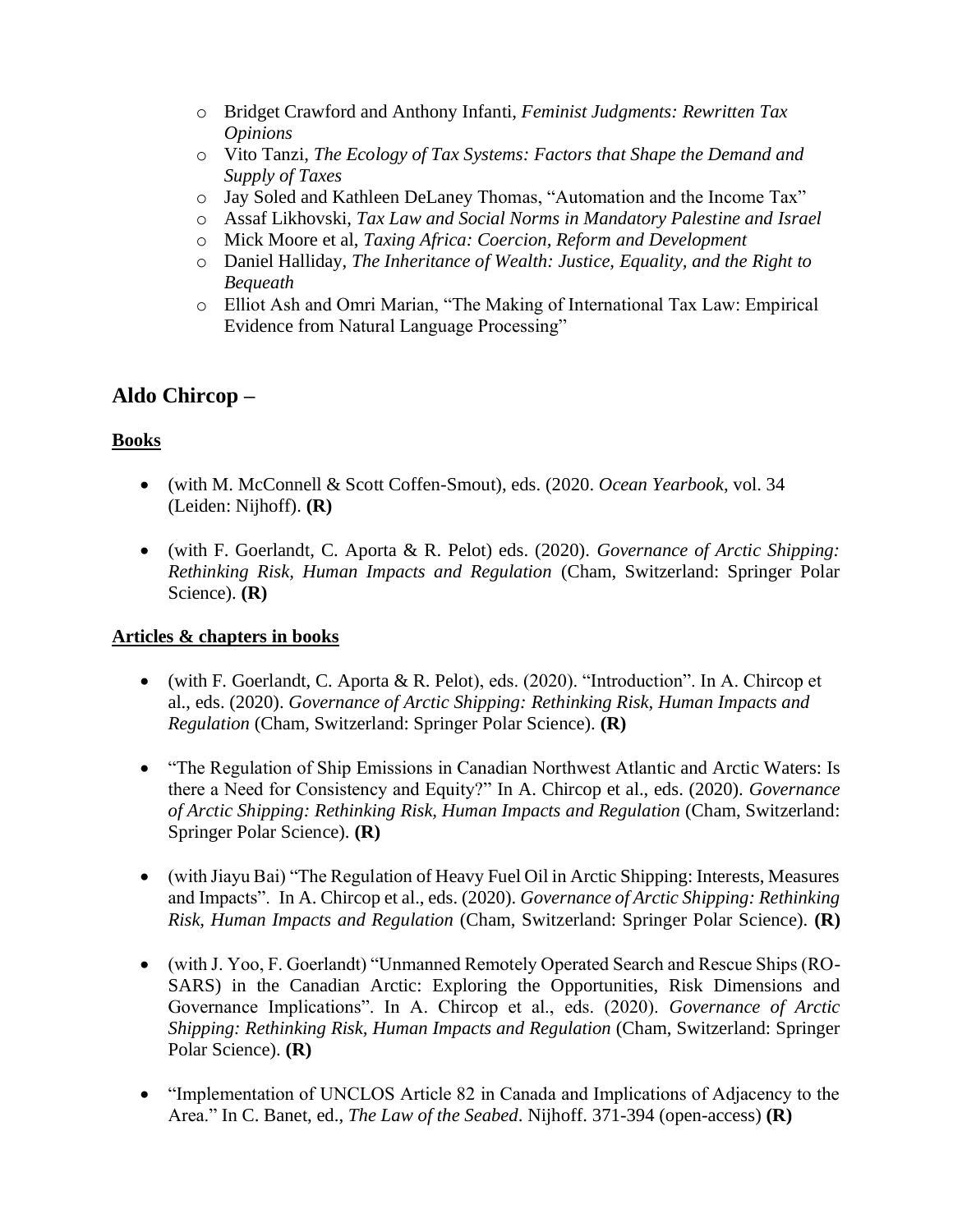- Bridget Crawford and Anthony Infanti, *Feminist Judgments: Rewritten Tax Opinions*
- Vito Tanzi, *The Ecology of Tax Systems: Factors that Shape the Demand and Supply of Taxes*
- Jay Soled and Kathleen DeLaney Thomas, "Automation and the Income Tax"
- Assaf Likhovski, *Tax Law and Social Norms in Mandatory Palestine and Israel*
- Mick Moore et al, *Taxing Africa: Coercion, Reform and Development*
- Daniel Halliday, *The Inheritance of Wealth: Justice, Equality, and the Right to Bequeath*
- Elliot Ash and Omri Marian, "The Making of International Tax Law: Empirical Evidence from Natural Language Processing"

## Aldo Chircop –

### Books

- (with M. McConnell & Scott Coffen-Smout), eds. (2020. *Ocean Yearbook*, vol. 34 (Leiden: Nijhoff). **(R)**

- (with F. Goerlandt, C. Aporta & R. Pelot) eds. (2020). *Governance of Arctic Shipping: Rethinking Risk, Human Impacts and Regulation* (Cham, Switzerland: Springer Polar Science). **(R)**

### Articles & chapters in books

- (with F. Goerlandt, C. Aporta & R. Pelot), eds. (2020). "Introduction". In A. Chircop et al., eds. (2020). *Governance of Arctic Shipping: Rethinking Risk, Human Impacts and Regulation* (Cham, Switzerland: Springer Polar Science). **(R)**

- "The Regulation of Ship Emissions in Canadian Northwest Atlantic and Arctic Waters: Is there a Need for Consistency and Equity?" In A. Chircop et al., eds. (2020). *Governance of Arctic Shipping: Rethinking Risk, Human Impacts and Regulation* (Cham, Switzerland: Springer Polar Science). **(R)**

- (with Jiayu Bai) "The Regulation of Heavy Fuel Oil in Arctic Shipping: Interests, Measures and Impacts". In A. Chircop et al., eds. (2020). *Governance of Arctic Shipping: Rethinking Risk, Human Impacts and Regulation* (Cham, Switzerland: Springer Polar Science). **(R)**

- (with J. Yoo, F. Goerlandt) "Unmanned Remotely Operated Search and Rescue Ships (RO-SARS) in the Canadian Arctic: Exploring the Opportunities, Risk Dimensions and Governance Implications". In A. Chircop et al., eds. (2020). *Governance of Arctic Shipping: Rethinking Risk, Human Impacts and Regulation* (Cham, Switzerland: Springer Polar Science). **(R)**

- "Implementation of UNCLOS Article 82 in Canada and Implications of Adjacency to the Area." In C. Banet, ed., *The Law of the Seabed*. Nijhoff. 371-394 (open-access) **(R)**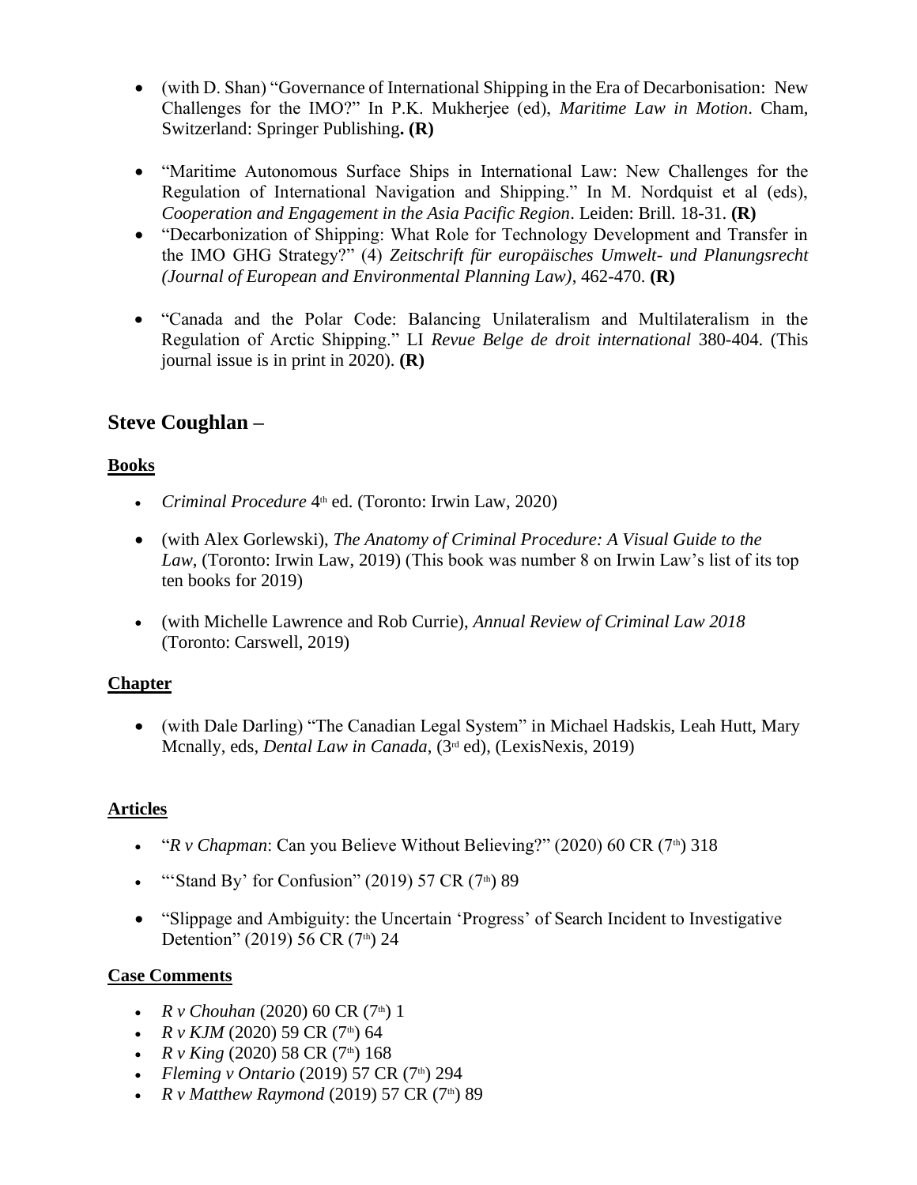- (with D. Shan) "Governance of International Shipping in the Era of Decarbonisation: New Challenges for the IMO?" In P.K. Mukherjee (ed), *Maritime Law in Motion*. Cham, Switzerland: Springer Publishing**. (R)**

- "Maritime Autonomous Surface Ships in International Law: New Challenges for the Regulation of International Navigation and Shipping." In M. Nordquist et al (eds), *Cooperation and Engagement in the Asia Pacific Region*. Leiden: Brill. 18-31. **(R)**
- "Decarbonization of Shipping: What Role for Technology Development and Transfer in the IMO GHG Strategy?" (4) *Zeitschrift für europäisches Umwelt- und Planungsrecht (Journal of European and Environmental Planning Law)*, 462-470. **(R)**

- "Canada and the Polar Code: Balancing Unilateralism and Multilateralism in the Regulation of Arctic Shipping." LI *Revue Belge de droit international* 380-404. (This journal issue is in print in 2020). **(R)**

## Steve Coughlan –

**Books**

- *Criminal Procedure* 4th ed. (Toronto: Irwin Law, 2020)

- (with Alex Gorlewski), *The Anatomy of Criminal Procedure: A Visual Guide to the Law*, (Toronto: Irwin Law, 2019) (This book was number 8 on Irwin Law's list of its top ten books for 2019)

- (with Michelle Lawrence and Rob Currie), *Annual Review of Criminal Law 2018* (Toronto: Carswell, 2019)

**Chapter**

- (with Dale Darling) "The Canadian Legal System" in Michael Hadskis, Leah Hutt, Mary Mcnally, eds, *Dental Law in Canada*, (3rd ed), (LexisNexis, 2019)

**Articles**

- "*R v Chapman*: Can you Believe Without Believing?" (2020) 60 CR (7th) 318

- "'Stand By' for Confusion" (2019) 57 CR (7th) 89

- "Slippage and Ambiguity: the Uncertain 'Progress' of Search Incident to Investigative Detention" (2019) 56 CR (7th) 24

**Case Comments**

- *R v Chouhan* (2020) 60 CR (7th) 1
- *R v KJM* (2020) 59 CR (7th) 64
- *R v King* (2020) 58 CR (7th) 168
- *Fleming v Ontario* (2019) 57 CR (7th) 294
- *R v Matthew Raymond* (2019) 57 CR (7th) 89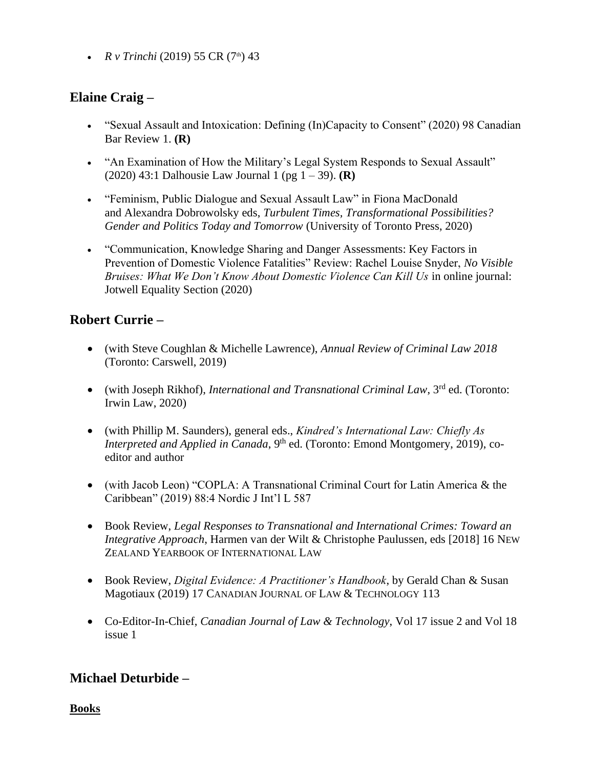- *R v Trinchi* (2019) 55 CR (7th) 43

## Elaine Craig –

- "Sexual Assault and Intoxication: Defining (In)Capacity to Consent" (2020) 98 Canadian Bar Review 1. **(R)**
- "An Examination of How the Military's Legal System Responds to Sexual Assault" (2020) 43:1 Dalhousie Law Journal 1 (pg 1 – 39). **(R)**
- "Feminism, Public Dialogue and Sexual Assault Law" in Fiona MacDonald and Alexandra Dobrowolsky eds, *Turbulent Times, Transformational Possibilities? Gender and Politics Today and Tomorrow* (University of Toronto Press, 2020)
- "Communication, Knowledge Sharing and Danger Assessments: Key Factors in Prevention of Domestic Violence Fatalities" Review: Rachel Louise Snyder, *No Visible Bruises: What We Don't Know About Domestic Violence Can Kill Us* in online journal: Jotwell Equality Section (2020)

## Robert Currie –

- (with Steve Coughlan & Michelle Lawrence), *Annual Review of Criminal Law 2018* (Toronto: Carswell, 2019)
- (with Joseph Rikhof), *International and Transnational Criminal Law*, 3rd ed. (Toronto: Irwin Law, 2020)
- (with Phillip M. Saunders), general eds., *Kindred's International Law: Chiefly As Interpreted and Applied in Canada*, 9th ed. (Toronto: Emond Montgomery, 2019), co-editor and author
- (with Jacob Leon) "COPLA: A Transnational Criminal Court for Latin America & the Caribbean" (2019) 88:4 Nordic J Int'l L 587
- Book Review, *Legal Responses to Transnational and International Crimes: Toward an Integrative Approach*, Harmen van der Wilt & Christophe Paulussen, eds [2018] 16 NEW ZEALAND YEARBOOK OF INTERNATIONAL LAW
- Book Review, *Digital Evidence: A Practitioner's Handbook*, by Gerald Chan & Susan Magotiaux (2019) 17 CANADIAN JOURNAL OF LAW & TECHNOLOGY 113
- Co-Editor-In-Chief, *Canadian Journal of Law & Technology*, Vol 17 issue 2 and Vol 18 issue 1

## Michael Deturbide –

**Books**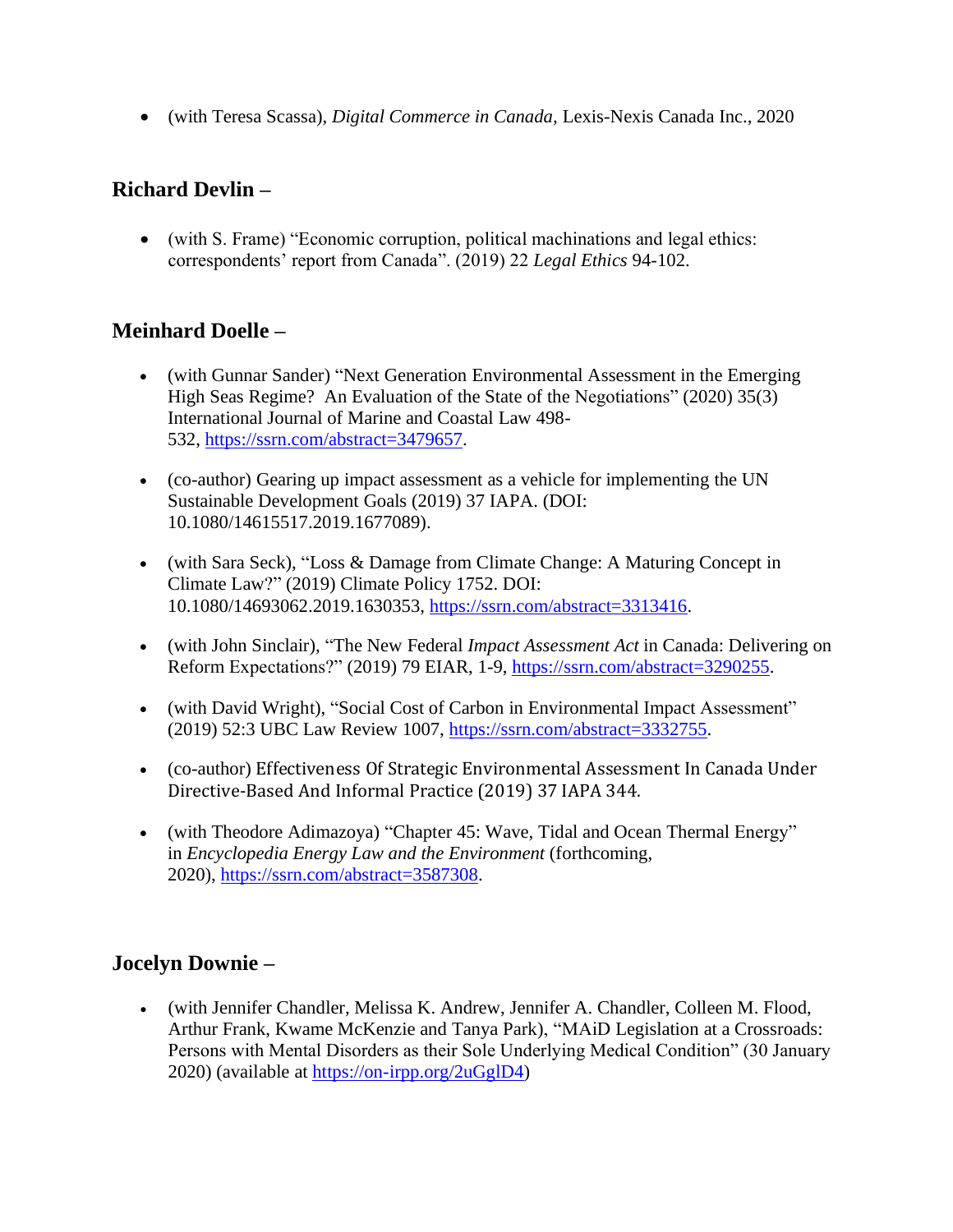- (with Teresa Scassa), *Digital Commerce in Canada*, Lexis-Nexis Canada Inc., 2020

## Richard Devlin –

- (with S. Frame) "Economic corruption, political machinations and legal ethics: correspondents' report from Canada". (2019) 22 *Legal Ethics* 94-102.

## Meinhard Doelle –

- (with Gunnar Sander) "Next Generation Environmental Assessment in the Emerging High Seas Regime? An Evaluation of the State of the Negotiations" (2020) 35(3) International Journal of Marine and Coastal Law 498-532, https://ssrn.com/abstract=3479657.

- (co-author) Gearing up impact assessment as a vehicle for implementing the UN Sustainable Development Goals (2019) 37 IAPA. (DOI: 10.1080/14615517.2019.1677089).

- (with Sara Seck), "Loss & Damage from Climate Change: A Maturing Concept in Climate Law?" (2019) Climate Policy 1752. DOI: 10.1080/14693062.2019.1630353, https://ssrn.com/abstract=3313416.

- (with John Sinclair), "The New Federal *Impact Assessment Act* in Canada: Delivering on Reform Expectations?" (2019) 79 EIAR, 1-9, https://ssrn.com/abstract=3290255.

- (with David Wright), "Social Cost of Carbon in Environmental Impact Assessment" (2019) 52:3 UBC Law Review 1007, https://ssrn.com/abstract=3332755.

- (co-author) Effectiveness Of Strategic Environmental Assessment In Canada Under Directive-Based And Informal Practice (2019) 37 IAPA 344.

- (with Theodore Adimazoya) "Chapter 45: Wave, Tidal and Ocean Thermal Energy" in *Encyclopedia Energy Law and the Environment* (forthcoming, 2020), https://ssrn.com/abstract=3587308.

## Jocelyn Downie –

- (with Jennifer Chandler, Melissa K. Andrew, Jennifer A. Chandler, Colleen M. Flood, Arthur Frank, Kwame McKenzie and Tanya Park), "MAiD Legislation at a Crossroads: Persons with Mental Disorders as their Sole Underlying Medical Condition" (30 January 2020) (available at https://on-irpp.org/2uGglD4)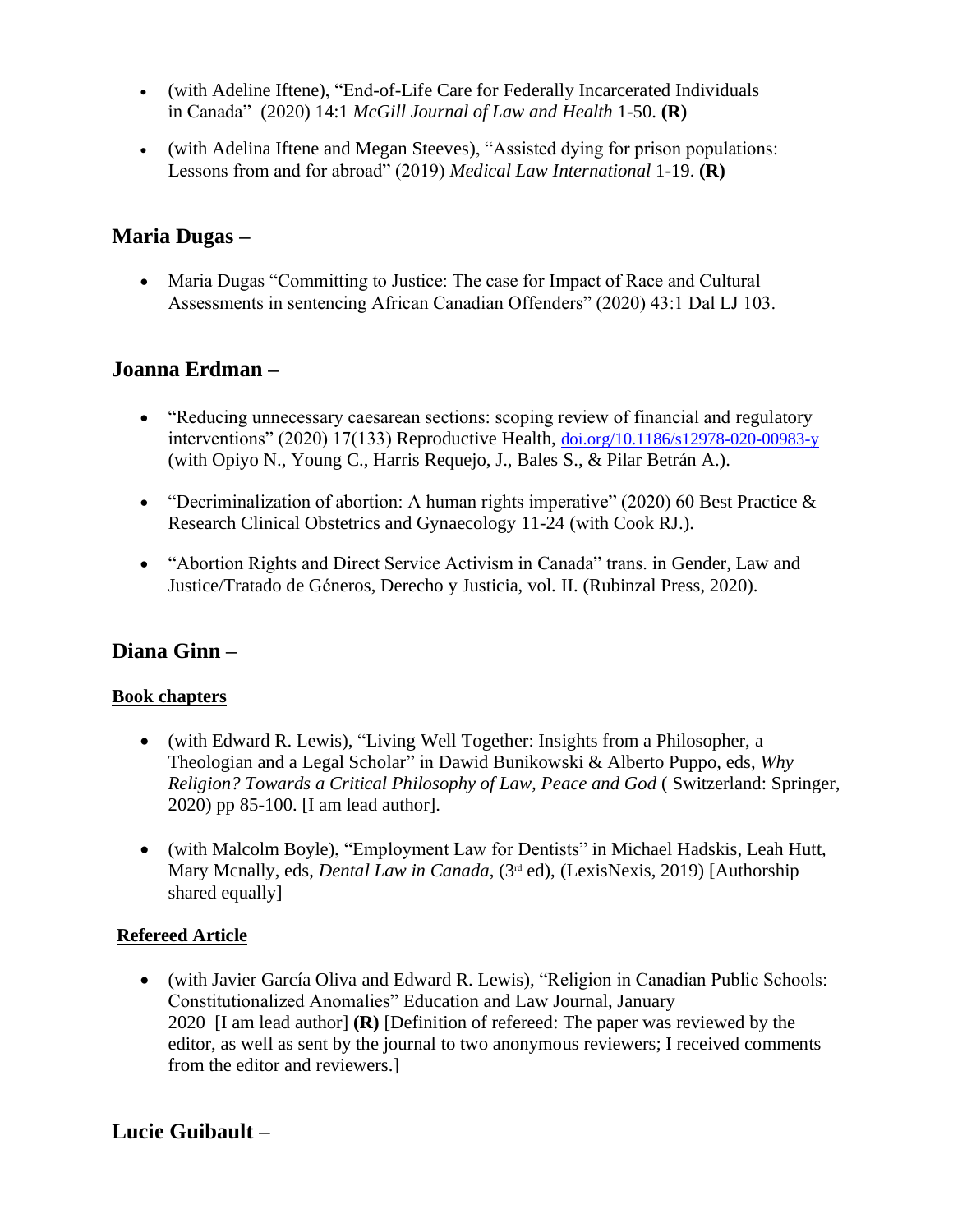- (with Adeline Iftene), "End-of-Life Care for Federally Incarcerated Individuals in Canada" (2020) 14:1 *McGill Journal of Law and Health* 1-50. **(R)**

- (with Adelina Iftene and Megan Steeves), "Assisted dying for prison populations: Lessons from and for abroad" (2019) *Medical Law International* 1-19. **(R)**

## Maria Dugas –

- Maria Dugas "Committing to Justice: The case for Impact of Race and Cultural Assessments in sentencing African Canadian Offenders" (2020) 43:1 Dal LJ 103.

## Joanna Erdman –

- "Reducing unnecessary caesarean sections: scoping review of financial and regulatory interventions" (2020) 17(133) Reproductive Health, doi.org/10.1186/s12978-020-00983-y (with Opiyo N., Young C., Harris Requejo, J., Bales S., & Pilar Betrán A.).

- "Decriminalization of abortion: A human rights imperative" (2020) 60 Best Practice & Research Clinical Obstetrics and Gynaecology 11-24 (with Cook RJ.).

- "Abortion Rights and Direct Service Activism in Canada" trans. in Gender, Law and Justice/Tratado de Géneros, Derecho y Justicia, vol. II. (Rubinzal Press, 2020).

## Diana Ginn –

### Book chapters

- (with Edward R. Lewis), "Living Well Together: Insights from a Philosopher, a Theologian and a Legal Scholar" in Dawid Bunikowski & Alberto Puppo, eds, *Why Religion? Towards a Critical Philosophy of Law, Peace and God* ( Switzerland: Springer, 2020) pp 85-100. [I am lead author].

- (with Malcolm Boyle), "Employment Law for Dentists" in Michael Hadskis, Leah Hutt, Mary Mcnally, eds, *Dental Law in Canada*, (3rd ed), (LexisNexis, 2019) [Authorship shared equally]

### Refereed Article

- (with Javier García Oliva and Edward R. Lewis), "Religion in Canadian Public Schools: Constitutionalized Anomalies" Education and Law Journal, January 2020 [I am lead author] **(R)** [Definition of refereed: The paper was reviewed by the editor, as well as sent by the journal to two anonymous reviewers; I received comments from the editor and reviewers.]

## Lucie Guibault –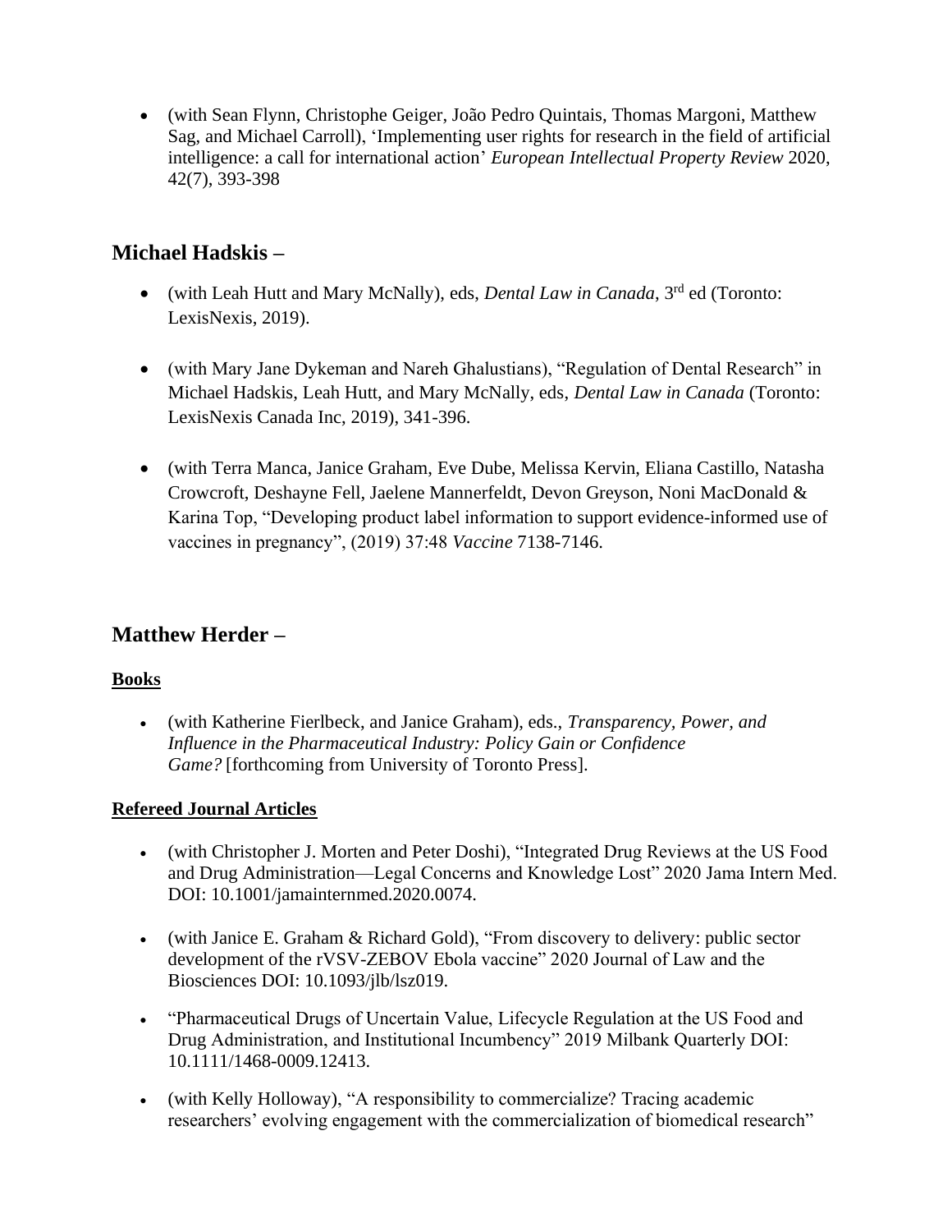- (with Sean Flynn, Christophe Geiger, João Pedro Quintais, Thomas Margoni, Matthew Sag, and Michael Carroll), 'Implementing user rights for research in the field of artificial intelligence: a call for international action' *European Intellectual Property Review* 2020, 42(7), 393-398

## Michael Hadskis –

- (with Leah Hutt and Mary McNally), eds, *Dental Law in Canada*, 3rd ed (Toronto: LexisNexis, 2019).
- (with Mary Jane Dykeman and Nareh Ghalustians), "Regulation of Dental Research" in Michael Hadskis, Leah Hutt, and Mary McNally, eds, *Dental Law in Canada* (Toronto: LexisNexis Canada Inc, 2019), 341-396.
- (with Terra Manca, Janice Graham, Eve Dube, Melissa Kervin, Eliana Castillo, Natasha Crowcroft, Deshayne Fell, Jaelene Mannerfeldt, Devon Greyson, Noni MacDonald & Karina Top, "Developing product label information to support evidence-informed use of vaccines in pregnancy", (2019) 37:48 *Vaccine* 7138-7146.

## Matthew Herder –

### Books

- (with Katherine Fierlbeck, and Janice Graham), eds., *Transparency, Power, and Influence in the Pharmaceutical Industry: Policy Gain or Confidence Game?* [forthcoming from University of Toronto Press].

### Refereed Journal Articles

- (with Christopher J. Morten and Peter Doshi), "Integrated Drug Reviews at the US Food and Drug Administration—Legal Concerns and Knowledge Lost" 2020 Jama Intern Med. DOI: 10.1001/jamainternmed.2020.0074.
- (with Janice E. Graham & Richard Gold), "From discovery to delivery: public sector development of the rVSV-ZEBOV Ebola vaccine" 2020 Journal of Law and the Biosciences DOI: 10.1093/jlb/lsz019.
- "Pharmaceutical Drugs of Uncertain Value, Lifecycle Regulation at the US Food and Drug Administration, and Institutional Incumbency" 2019 Milbank Quarterly DOI: 10.1111/1468-0009.12413.
- (with Kelly Holloway), "A responsibility to commercialize? Tracing academic researchers' evolving engagement with the commercialization of biomedical research"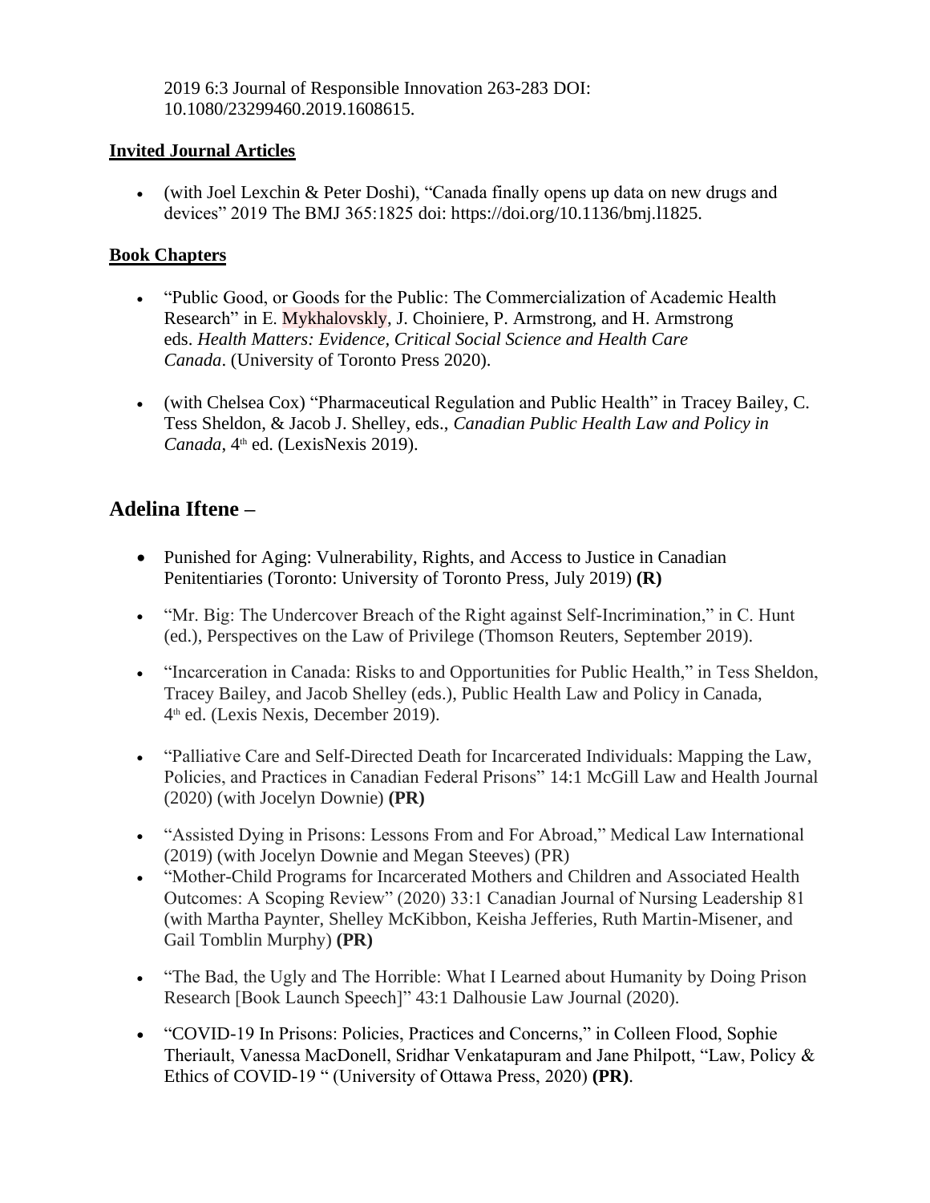2019 6:3 Journal of Responsible Innovation 263-283 DOI: 10.1080/23299460.2019.1608615.

**Invited Journal Articles**

- (with Joel Lexchin & Peter Doshi), "Canada finally opens up data on new drugs and devices" 2019 The BMJ 365:1825 doi: https://doi.org/10.1136/bmj.l1825.

**Book Chapters**

- "Public Good, or Goods for the Public: The Commercialization of Academic Health Research" in E. Mykhalovskly, J. Choiniere, P. Armstrong, and H. Armstrong eds. *Health Matters: Evidence, Critical Social Science and Health Care Canada*. (University of Toronto Press 2020).

- (with Chelsea Cox) "Pharmaceutical Regulation and Public Health" in Tracey Bailey, C. Tess Sheldon, & Jacob J. Shelley, eds., *Canadian Public Health Law and Policy in Canada*, 4th ed. (LexisNexis 2019).

## Adelina Iftene –

- Punished for Aging: Vulnerability, Rights, and Access to Justice in Canadian Penitentiaries (Toronto: University of Toronto Press, July 2019) **(R)**

- "Mr. Big: The Undercover Breach of the Right against Self-Incrimination," in C. Hunt (ed.), Perspectives on the Law of Privilege (Thomson Reuters, September 2019).

- "Incarceration in Canada: Risks to and Opportunities for Public Health," in Tess Sheldon, Tracey Bailey, and Jacob Shelley (eds.), Public Health Law and Policy in Canada, 4th ed. (Lexis Nexis, December 2019).

- "Palliative Care and Self-Directed Death for Incarcerated Individuals: Mapping the Law, Policies, and Practices in Canadian Federal Prisons" 14:1 McGill Law and Health Journal (2020) (with Jocelyn Downie) **(PR)**

- "Assisted Dying in Prisons: Lessons From and For Abroad," Medical Law International (2019) (with Jocelyn Downie and Megan Steeves) (PR)
- "Mother-Child Programs for Incarcerated Mothers and Children and Associated Health Outcomes: A Scoping Review" (2020) 33:1 Canadian Journal of Nursing Leadership 81 (with Martha Paynter, Shelley McKibbon, Keisha Jefferies, Ruth Martin-Misener, and Gail Tomblin Murphy) **(PR)**

- "The Bad, the Ugly and The Horrible: What I Learned about Humanity by Doing Prison Research [Book Launch Speech]" 43:1 Dalhousie Law Journal (2020).

- "COVID-19 In Prisons: Policies, Practices and Concerns," in Colleen Flood, Sophie Theriault, Vanessa MacDonell, Sridhar Venkatapuram and Jane Philpott, "Law, Policy & Ethics of COVID-19 " (University of Ottawa Press, 2020) **(PR)**.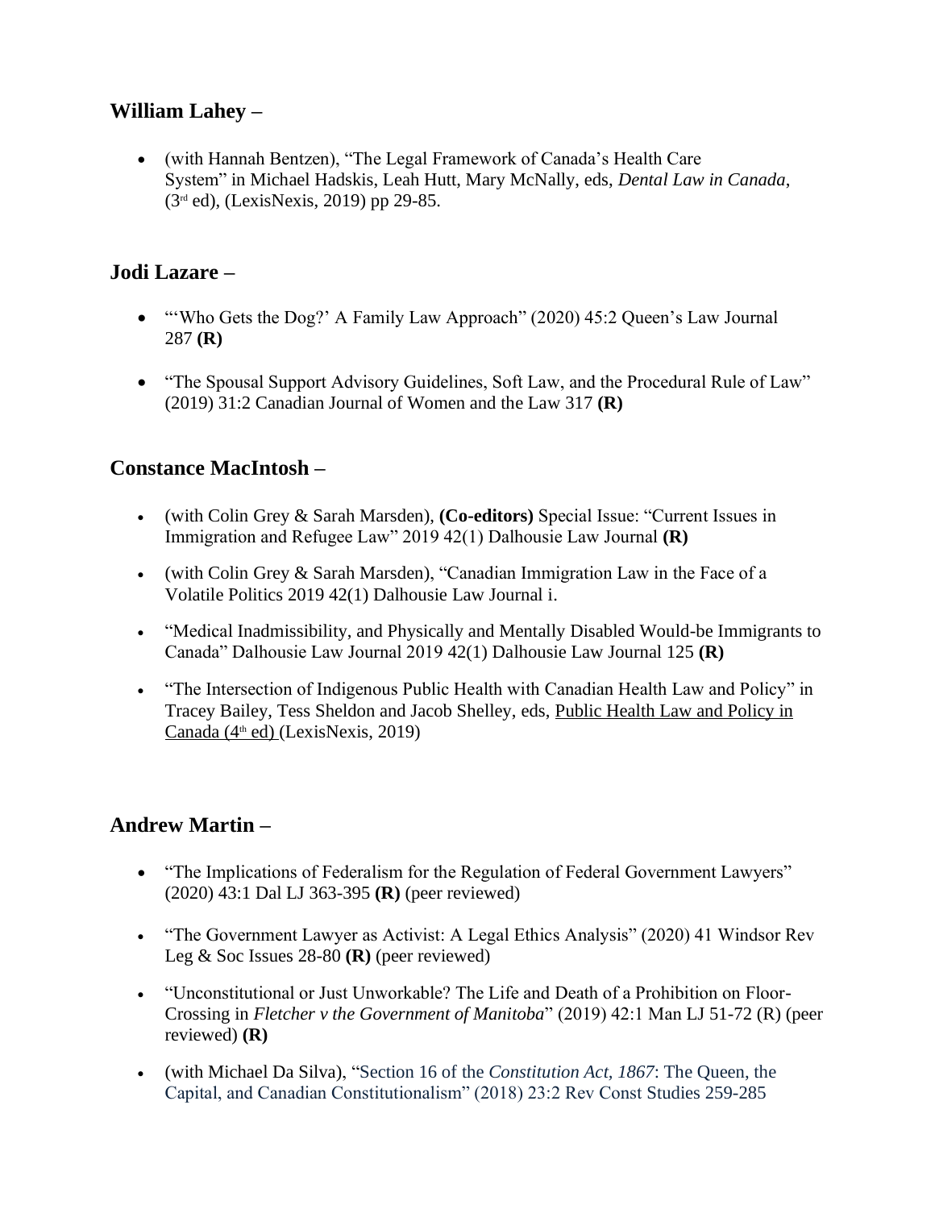## William Lahey –

- (with Hannah Bentzen), "The Legal Framework of Canada's Health Care System" in Michael Hadskis, Leah Hutt, Mary McNally, eds, *Dental Law in Canada*, (3rd ed), (LexisNexis, 2019) pp 29-85.

## Jodi Lazare –

- "'Who Gets the Dog?' A Family Law Approach" (2020) 45:2 Queen's Law Journal 287 **(R)**
- "The Spousal Support Advisory Guidelines, Soft Law, and the Procedural Rule of Law" (2019) 31:2 Canadian Journal of Women and the Law 317 **(R)**

## Constance MacIntosh –

- (with Colin Grey & Sarah Marsden), **(Co-editors)** Special Issue: "Current Issues in Immigration and Refugee Law" 2019 42(1) Dalhousie Law Journal **(R)**
- (with Colin Grey & Sarah Marsden), "Canadian Immigration Law in the Face of a Volatile Politics 2019 42(1) Dalhousie Law Journal i.
- "Medical Inadmissibility, and Physically and Mentally Disabled Would-be Immigrants to Canada" Dalhousie Law Journal 2019 42(1) Dalhousie Law Journal 125 **(R)**
- "The Intersection of Indigenous Public Health with Canadian Health Law and Policy" in Tracey Bailey, Tess Sheldon and Jacob Shelley, eds, Public Health Law and Policy in Canada (4th ed) (LexisNexis, 2019)

## Andrew Martin –

- "The Implications of Federalism for the Regulation of Federal Government Lawyers" (2020) 43:1 Dal LJ 363-395 **(R)** (peer reviewed)
- "The Government Lawyer as Activist: A Legal Ethics Analysis" (2020) 41 Windsor Rev Leg & Soc Issues 28-80 **(R)** (peer reviewed)
- "Unconstitutional or Just Unworkable? The Life and Death of a Prohibition on Floor-Crossing in *Fletcher v the Government of Manitoba*" (2019) 42:1 Man LJ 51-72 (R) (peer reviewed) **(R)**
- (with Michael Da Silva), "Section 16 of the *Constitution Act, 1867*: The Queen, the Capital, and Canadian Constitutionalism" (2018) 23:2 Rev Const Studies 259-285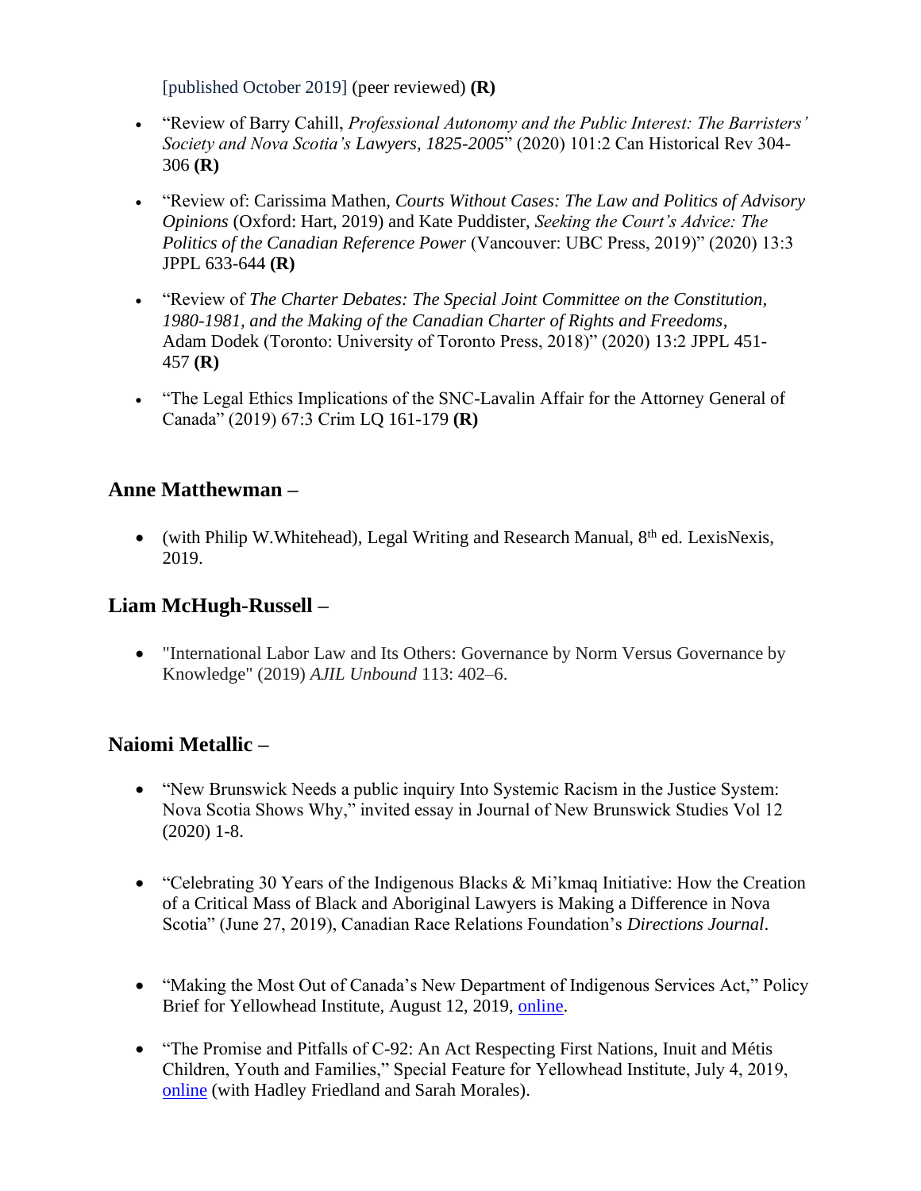[published October 2019] (peer reviewed) **(R)**

- "Review of Barry Cahill, *Professional Autonomy and the Public Interest: The Barristers' Society and Nova Scotia's Lawyers, 1825-2005*" (2020) 101:2 Can Historical Rev 304-306 **(R)**

- "Review of: Carissima Mathen, *Courts Without Cases: The Law and Politics of Advisory Opinions* (Oxford: Hart, 2019) and Kate Puddister, *Seeking the Court's Advice: The Politics of the Canadian Reference Power* (Vancouver: UBC Press, 2019)" (2020) 13:3 JPPL 633-644 **(R)**

- "Review of *The Charter Debates: The Special Joint Committee on the Constitution, 1980-1981, and the Making of the Canadian Charter of Rights and Freedoms*, Adam Dodek (Toronto: University of Toronto Press, 2018)" (2020) 13:2 JPPL 451-457 **(R)**

- "The Legal Ethics Implications of the SNC-Lavalin Affair for the Attorney General of Canada" (2019) 67:3 Crim LQ 161-179 **(R)**

## Anne Matthewman –

- (with Philip W.Whitehead), Legal Writing and Research Manual, 8th ed. LexisNexis, 2019.

## Liam McHugh-Russell –

- "International Labor Law and Its Others: Governance by Norm Versus Governance by Knowledge" (2019) *AJIL Unbound* 113: 402–6.

## Naiomi Metallic –

- "New Brunswick Needs a public inquiry Into Systemic Racism in the Justice System: Nova Scotia Shows Why," invited essay in Journal of New Brunswick Studies Vol 12 (2020) 1-8.

- "Celebrating 30 Years of the Indigenous Blacks & Mi'kmaq Initiative: How the Creation of a Critical Mass of Black and Aboriginal Lawyers is Making a Difference in Nova Scotia" (June 27, 2019), Canadian Race Relations Foundation's *Directions Journal*.

- "Making the Most Out of Canada's New Department of Indigenous Services Act," Policy Brief for Yellowhead Institute, August 12, 2019, online.

- "The Promise and Pitfalls of C-92: An Act Respecting First Nations, Inuit and Métis Children, Youth and Families," Special Feature for Yellowhead Institute, July 4, 2019, online (with Hadley Friedland and Sarah Morales).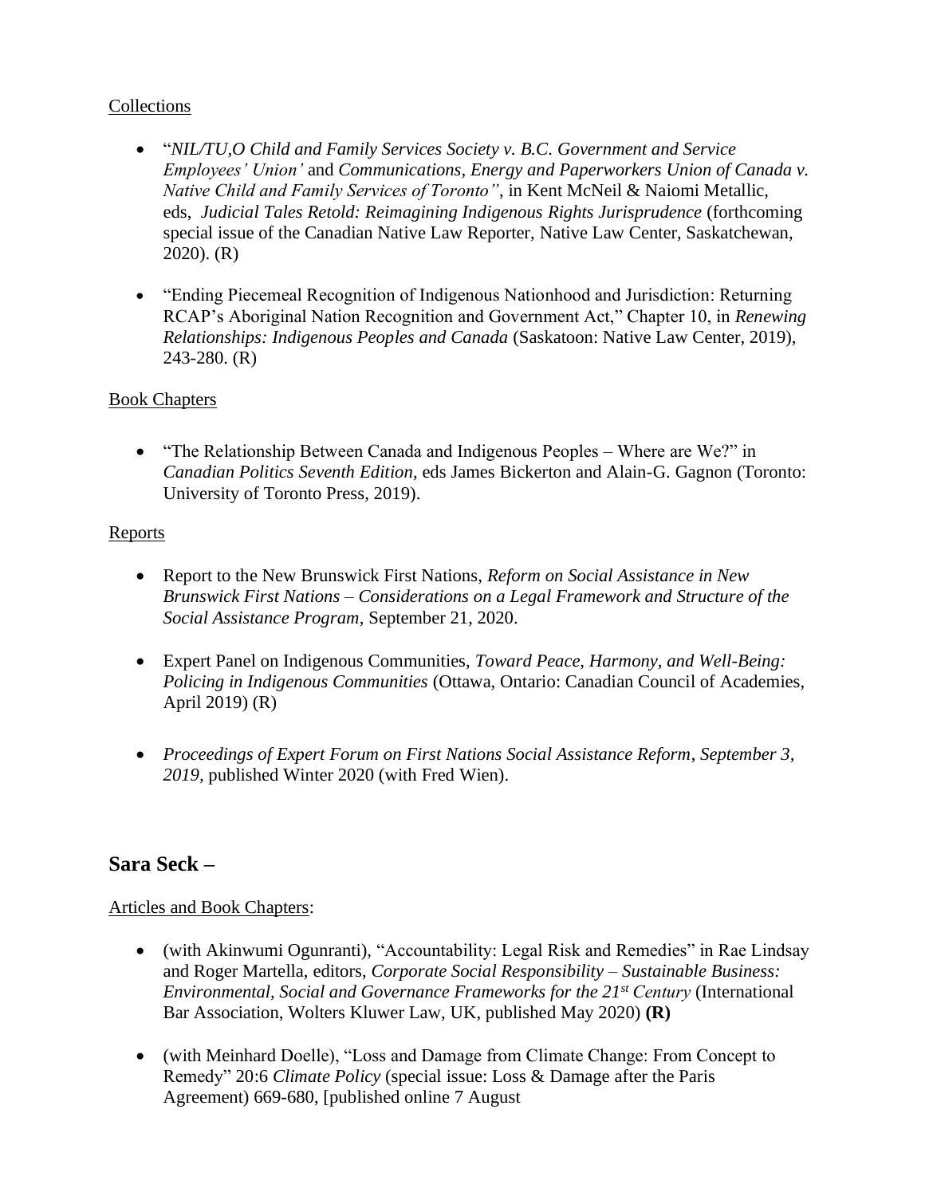Collections

- "*NIL/TU,O Child and Family Services Society v. B.C. Government and Service Employees' Union'* and *Communications, Energy and Paperworkers Union of Canada v. Native Child and Family Services of Toronto"*, in Kent McNeil & Naiomi Metallic, eds, *Judicial Tales Retold: Reimagining Indigenous Rights Jurisprudence* (forthcoming special issue of the Canadian Native Law Reporter, Native Law Center, Saskatchewan, 2020). (R)

- "Ending Piecemeal Recognition of Indigenous Nationhood and Jurisdiction: Returning RCAP's Aboriginal Nation Recognition and Government Act," Chapter 10, in *Renewing Relationships: Indigenous Peoples and Canada* (Saskatoon: Native Law Center, 2019), 243-280. (R)

Book Chapters

- "The Relationship Between Canada and Indigenous Peoples – Where are We?" in *Canadian Politics Seventh Edition*, eds James Bickerton and Alain-G. Gagnon (Toronto: University of Toronto Press, 2019).

Reports

- Report to the New Brunswick First Nations, *Reform on Social Assistance in New Brunswick First Nations – Considerations on a Legal Framework and Structure of the Social Assistance Program*, September 21, 2020.

- Expert Panel on Indigenous Communities, *Toward Peace, Harmony, and Well-Being: Policing in Indigenous Communities* (Ottawa, Ontario: Canadian Council of Academies, April 2019) (R)

- *Proceedings of Expert Forum on First Nations Social Assistance Reform, September 3, 2019*, published Winter 2020 (with Fred Wien).

## Sara Seck –

Articles and Book Chapters:

- (with Akinwumi Ogunranti), "Accountability: Legal Risk and Remedies" in Rae Lindsay and Roger Martella, editors, *Corporate Social Responsibility – Sustainable Business: Environmental, Social and Governance Frameworks for the 21st Century* (International Bar Association, Wolters Kluwer Law, UK, published May 2020) **(R)**

- (with Meinhard Doelle), "Loss and Damage from Climate Change: From Concept to Remedy" 20:6 *Climate Policy* (special issue: Loss & Damage after the Paris Agreement) 669-680, [published online 7 August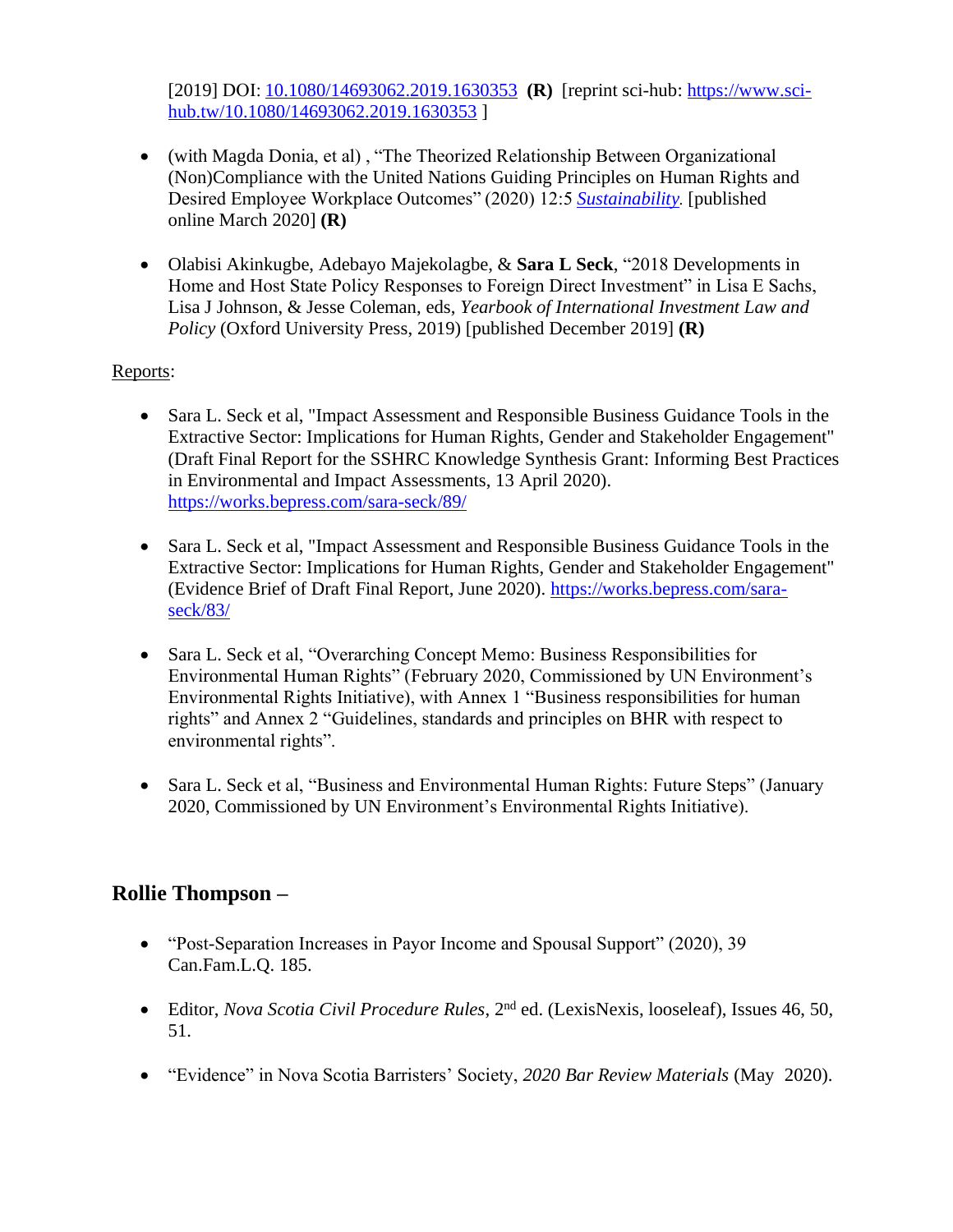[2019] DOI: [10.1080/14693062.2019.1630353](https://doi.org/10.1080/14693062.2019.1630353) **(R)** [reprint sci-hub: [https://www.sci-hub.tw/10.1080/14693062.2019.1630353](https://www.sci-hub.tw/10.1080/14693062.2019.1630353) ]

- (with Magda Donia, et al) , "The Theorized Relationship Between Organizational (Non)Compliance with the United Nations Guiding Principles on Human Rights and Desired Employee Workplace Outcomes" (2020) 12:5 *Sustainability*. [published online March 2020] **(R)**

- Olabisi Akinkugbe, Adebayo Majekolagbe, & **Sara L Seck**, "2018 Developments in Home and Host State Policy Responses to Foreign Direct Investment" in Lisa E Sachs, Lisa J Johnson, & Jesse Coleman, eds, *Yearbook of International Investment Law and Policy* (Oxford University Press, 2019) [published December 2019] **(R)**

Reports:

- Sara L. Seck et al, "Impact Assessment and Responsible Business Guidance Tools in the Extractive Sector: Implications for Human Rights, Gender and Stakeholder Engagement" (Draft Final Report for the SSHRC Knowledge Synthesis Grant: Informing Best Practices in Environmental and Impact Assessments, 13 April 2020). [https://works.bepress.com/sara-seck/89/](https://works.bepress.com/sara-seck/89/)

- Sara L. Seck et al, "Impact Assessment and Responsible Business Guidance Tools in the Extractive Sector: Implications for Human Rights, Gender and Stakeholder Engagement" (Evidence Brief of Draft Final Report, June 2020). [https://works.bepress.com/sara-seck/83/](https://works.bepress.com/sara-seck/83/)

- Sara L. Seck et al, "Overarching Concept Memo: Business Responsibilities for Environmental Human Rights" (February 2020, Commissioned by UN Environment's Environmental Rights Initiative), with Annex 1 "Business responsibilities for human rights" and Annex 2 "Guidelines, standards and principles on BHR with respect to environmental rights".

- Sara L. Seck et al, "Business and Environmental Human Rights: Future Steps" (January 2020, Commissioned by UN Environment's Environmental Rights Initiative).

## Rollie Thompson –

- "Post-Separation Increases in Payor Income and Spousal Support" (2020), 39 Can.Fam.L.Q. 185.

- Editor, *Nova Scotia Civil Procedure Rules*, 2nd ed. (LexisNexis, looseleaf), Issues 46, 50, 51.

- "Evidence" in Nova Scotia Barristers' Society, *2020 Bar Review Materials* (May 2020).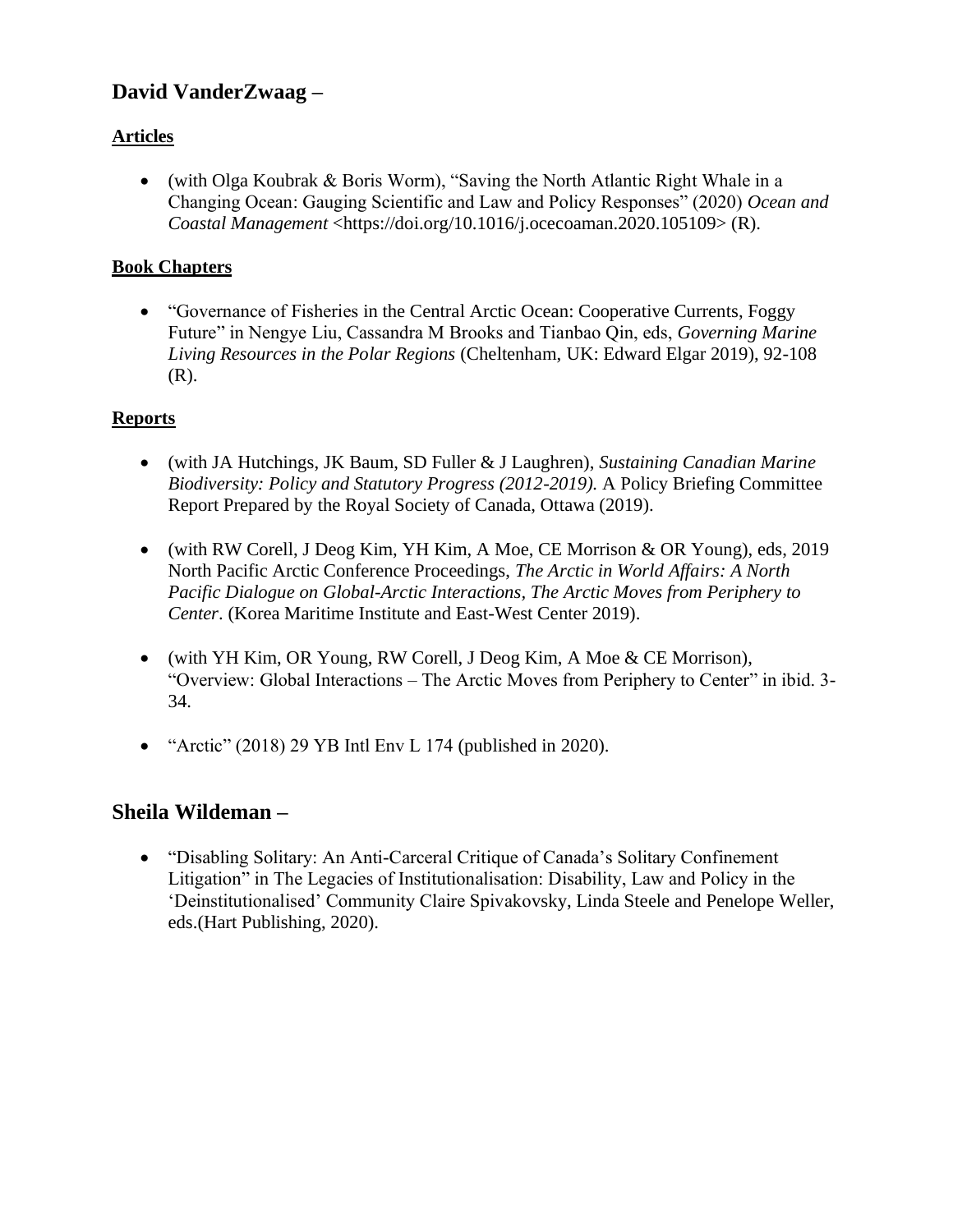## David VanderZwaag –

### Articles

- (with Olga Koubrak & Boris Worm), "Saving the North Atlantic Right Whale in a Changing Ocean: Gauging Scientific and Law and Policy Responses" (2020) *Ocean and Coastal Management* <https://doi.org/10.1016/j.ocecoaman.2020.105109> (R).

### Book Chapters

- "Governance of Fisheries in the Central Arctic Ocean: Cooperative Currents, Foggy Future" in Nengye Liu, Cassandra M Brooks and Tianbao Qin, eds, *Governing Marine Living Resources in the Polar Regions* (Cheltenham, UK: Edward Elgar 2019), 92-108 (R).

### Reports

- (with JA Hutchings, JK Baum, SD Fuller & J Laughren), *Sustaining Canadian Marine Biodiversity: Policy and Statutory Progress (2012-2019).* A Policy Briefing Committee Report Prepared by the Royal Society of Canada, Ottawa (2019).

- (with RW Corell, J Deog Kim, YH Kim, A Moe, CE Morrison & OR Young), eds, 2019 North Pacific Arctic Conference Proceedings, *The Arctic in World Affairs: A North Pacific Dialogue on Global-Arctic Interactions, The Arctic Moves from Periphery to Center*. (Korea Maritime Institute and East-West Center 2019).

- (with YH Kim, OR Young, RW Corell, J Deog Kim, A Moe & CE Morrison), "Overview: Global Interactions – The Arctic Moves from Periphery to Center" in ibid. 3-34.

- "Arctic" (2018) 29 YB Intl Env L 174 (published in 2020).

## Sheila Wildeman –

- "Disabling Solitary: An Anti-Carceral Critique of Canada's Solitary Confinement Litigation" in The Legacies of Institutionalisation: Disability, Law and Policy in the 'Deinstitutionalised' Community Claire Spivakovsky, Linda Steele and Penelope Weller, eds.(Hart Publishing, 2020).